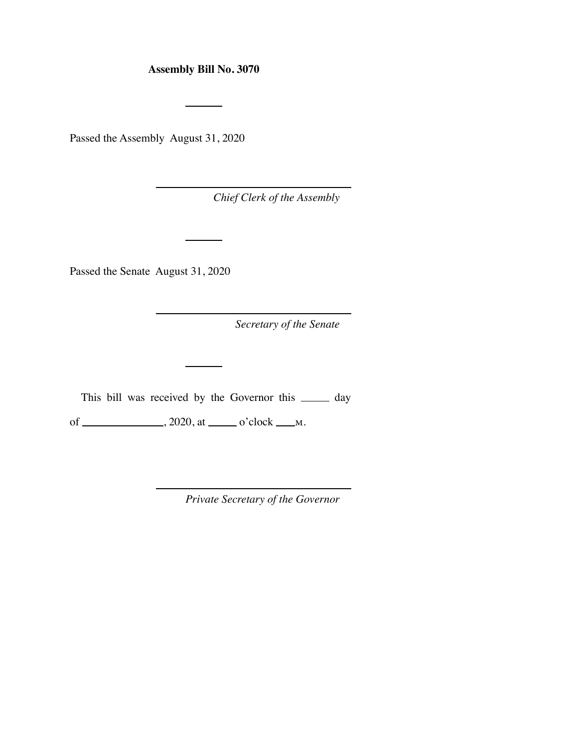**Assembly Bill No. 3070**

---

Passed the Assembly August 31, 2020

\_\_\_\_\_\_\_\_\_\_\_\_\_\_\_\_\_\_\_\_\_\_\_\_\_\_\_\_\_\_\_\_\_\_\_

*Chief Clerk of the Assembly*

---

Passed the Senate August 31, 2020

\_\_\_\_\_\_\_\_\_\_\_\_\_\_\_\_\_\_\_\_\_\_\_\_\_\_\_\_\_\_\_\_\_\_\_

*Secretary of the Senate*

---

This bill was received by the Governor this \_\_\_\_\_ day of \_\_\_\_\_\_\_\_\_\_\_\_\_\_\_, 2020, at \_\_\_\_\_ o'clock \_\_\_\_M.

\_\_\_\_\_\_\_\_\_\_\_\_\_\_\_\_\_\_\_\_\_\_\_\_\_\_\_\_\_\_\_\_\_\_\_

*Private Secretary of the Governor*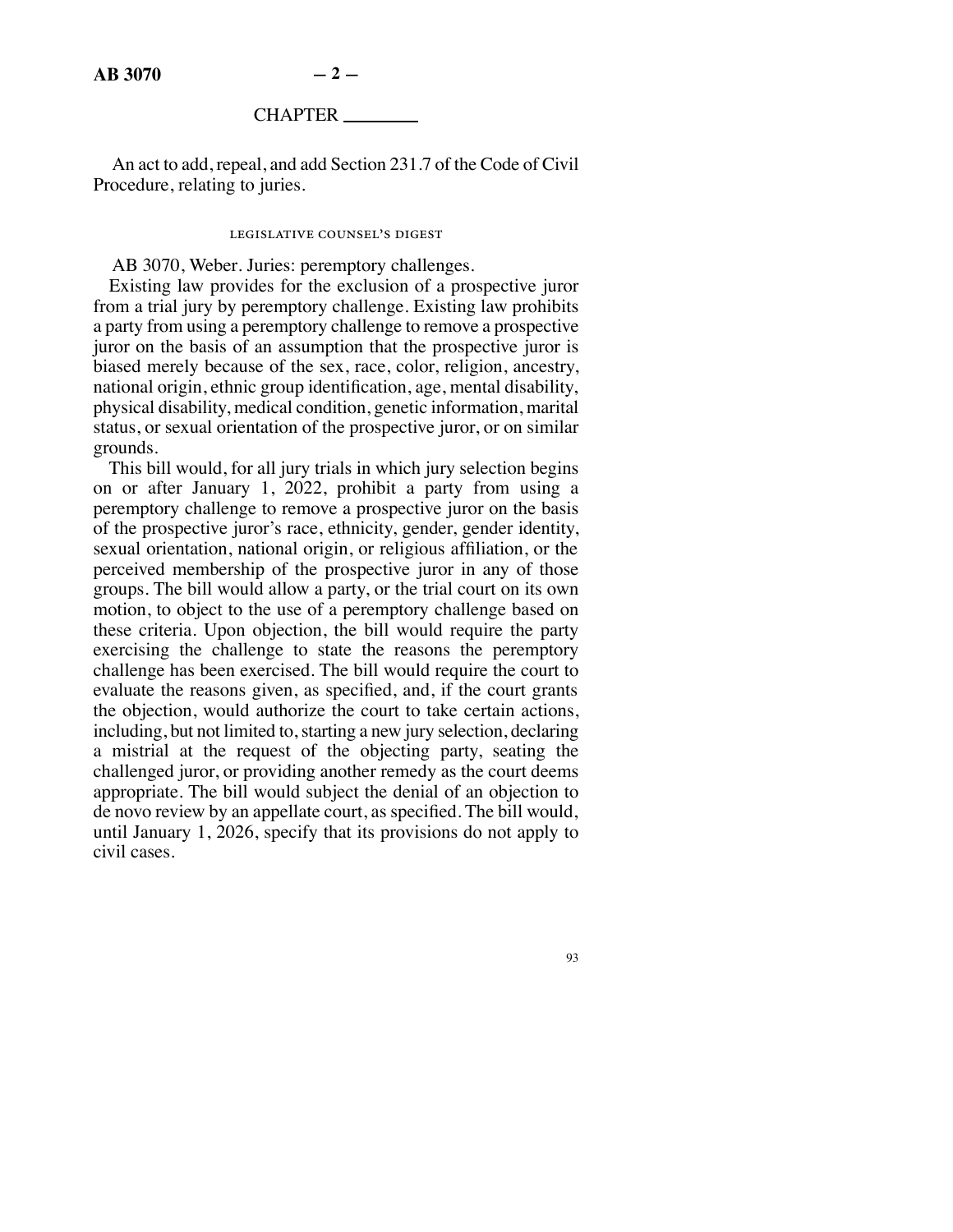CHAPTER ________

An act to add, repeal, and add Section 231.7 of the Code of Civil Procedure, relating to juries.

LEGISLATIVE COUNSEL'S DIGEST

AB 3070, Weber. Juries: peremptory challenges.

Existing law provides for the exclusion of a prospective juror from a trial jury by peremptory challenge. Existing law prohibits a party from using a peremptory challenge to remove a prospective juror on the basis of an assumption that the prospective juror is biased merely because of the sex, race, color, religion, ancestry, national origin, ethnic group identification, age, mental disability, physical disability, medical condition, genetic information, marital status, or sexual orientation of the prospective juror, or on similar grounds.

This bill would, for all jury trials in which jury selection begins on or after January 1, 2022, prohibit a party from using a peremptory challenge to remove a prospective juror on the basis of the prospective juror's race, ethnicity, gender, gender identity, sexual orientation, national origin, or religious affiliation, or the perceived membership of the prospective juror in any of those groups. The bill would allow a party, or the trial court on its own motion, to object to the use of a peremptory challenge based on these criteria. Upon objection, the bill would require the party exercising the challenge to state the reasons the peremptory challenge has been exercised. The bill would require the court to evaluate the reasons given, as specified, and, if the court grants the objection, would authorize the court to take certain actions, including, but not limited to, starting a new jury selection, declaring a mistrial at the request of the objecting party, seating the challenged juror, or providing another remedy as the court deems appropriate. The bill would subject the denial of an objection to de novo review by an appellate court, as specified. The bill would, until January 1, 2026, specify that its provisions do not apply to civil cases.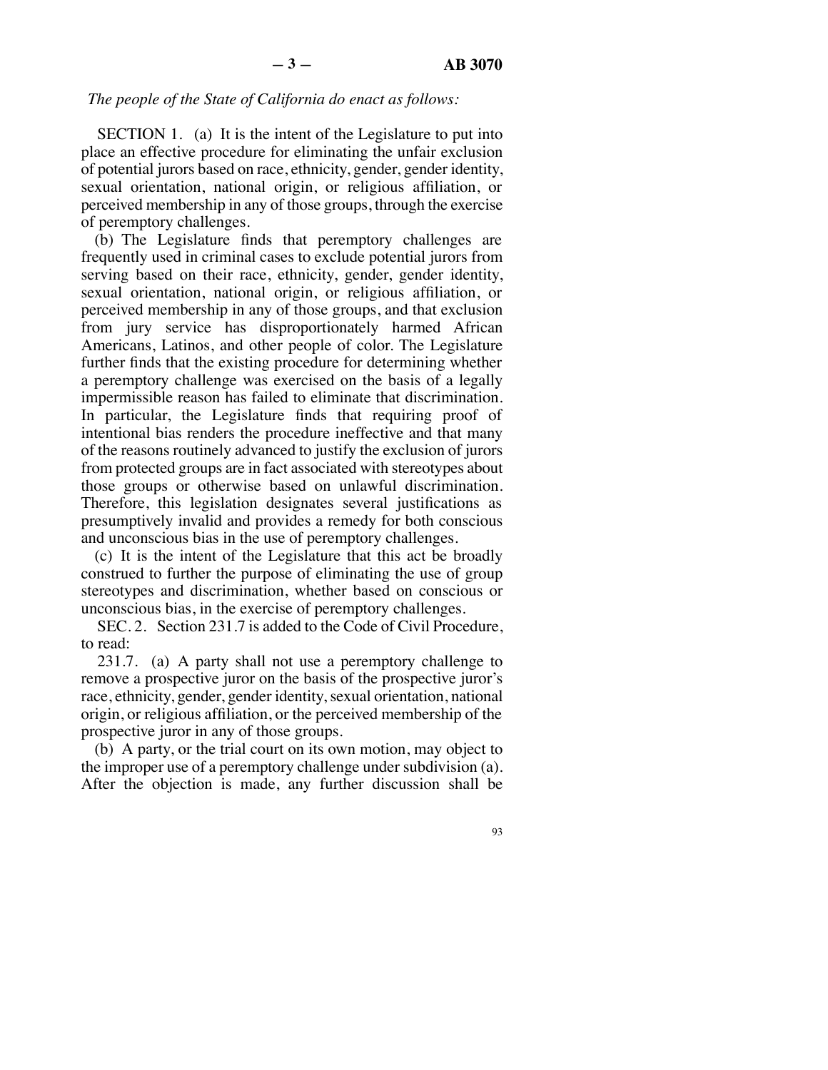*The people of the State of California do enact as follows:*

SECTION 1. (a) It is the intent of the Legislature to put into place an effective procedure for eliminating the unfair exclusion of potential jurors based on race, ethnicity, gender, gender identity, sexual orientation, national origin, or religious affiliation, or perceived membership in any of those groups, through the exercise of peremptory challenges.

(b) The Legislature finds that peremptory challenges are frequently used in criminal cases to exclude potential jurors from serving based on their race, ethnicity, gender, gender identity, sexual orientation, national origin, or religious affiliation, or perceived membership in any of those groups, and that exclusion from jury service has disproportionately harmed African Americans, Latinos, and other people of color. The Legislature further finds that the existing procedure for determining whether a peremptory challenge was exercised on the basis of a legally impermissible reason has failed to eliminate that discrimination. In particular, the Legislature finds that requiring proof of intentional bias renders the procedure ineffective and that many of the reasons routinely advanced to justify the exclusion of jurors from protected groups are in fact associated with stereotypes about those groups or otherwise based on unlawful discrimination. Therefore, this legislation designates several justifications as presumptively invalid and provides a remedy for both conscious and unconscious bias in the use of peremptory challenges.

(c) It is the intent of the Legislature that this act be broadly construed to further the purpose of eliminating the use of group stereotypes and discrimination, whether based on conscious or unconscious bias, in the exercise of peremptory challenges.

SEC. 2. Section 231.7 is added to the Code of Civil Procedure, to read:

231.7. (a) A party shall not use a peremptory challenge to remove a prospective juror on the basis of the prospective juror's race, ethnicity, gender, gender identity, sexual orientation, national origin, or religious affiliation, or the perceived membership of the prospective juror in any of those groups.

(b) A party, or the trial court on its own motion, may object to the improper use of a peremptory challenge under subdivision (a). After the objection is made, any further discussion shall be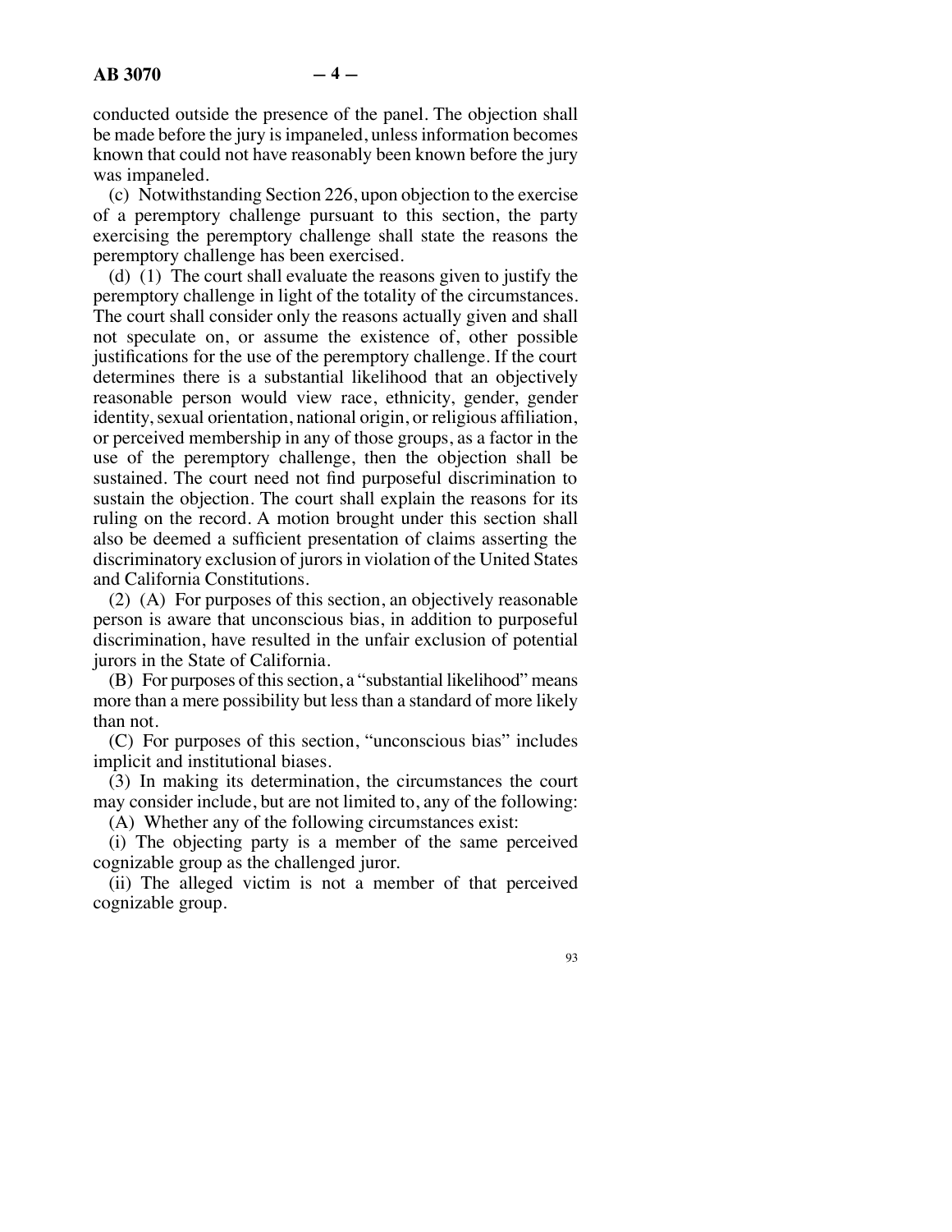conducted outside the presence of the panel. The objection shall be made before the jury is impaneled, unless information becomes known that could not have reasonably been known before the jury was impaneled.

(c) Notwithstanding Section 226, upon objection to the exercise of a peremptory challenge pursuant to this section, the party exercising the peremptory challenge shall state the reasons the peremptory challenge has been exercised.

(d) (1) The court shall evaluate the reasons given to justify the peremptory challenge in light of the totality of the circumstances. The court shall consider only the reasons actually given and shall not speculate on, or assume the existence of, other possible justifications for the use of the peremptory challenge. If the court determines there is a substantial likelihood that an objectively reasonable person would view race, ethnicity, gender, gender identity, sexual orientation, national origin, or religious affiliation, or perceived membership in any of those groups, as a factor in the use of the peremptory challenge, then the objection shall be sustained. The court need not find purposeful discrimination to sustain the objection. The court shall explain the reasons for its ruling on the record. A motion brought under this section shall also be deemed a sufficient presentation of claims asserting the discriminatory exclusion of jurors in violation of the United States and California Constitutions.

(2) (A) For purposes of this section, an objectively reasonable person is aware that unconscious bias, in addition to purposeful discrimination, have resulted in the unfair exclusion of potential jurors in the State of California.

(B) For purposes of this section, a "substantial likelihood" means more than a mere possibility but less than a standard of more likely than not.

(C) For purposes of this section, "unconscious bias" includes implicit and institutional biases.

(3) In making its determination, the circumstances the court may consider include, but are not limited to, any of the following:

(A) Whether any of the following circumstances exist:

(i) The objecting party is a member of the same perceived cognizable group as the challenged juror.

(ii) The alleged victim is not a member of that perceived cognizable group.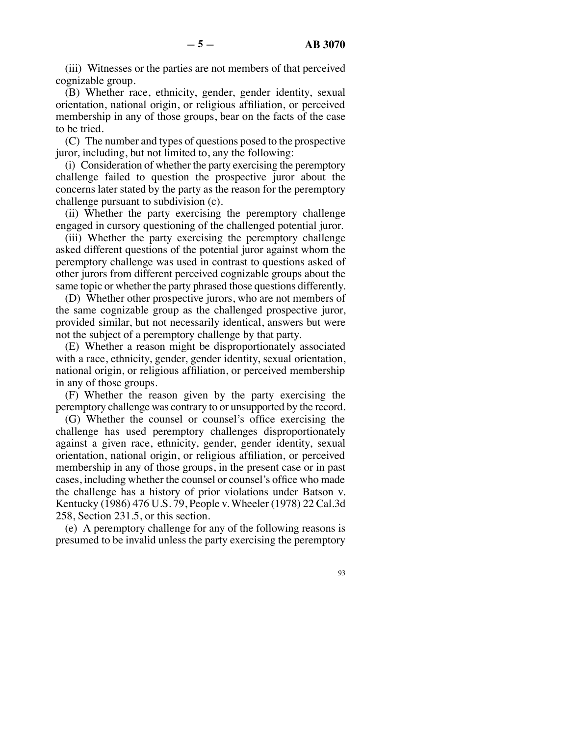(iii) Witnesses or the parties are not members of that perceived cognizable group.

(B) Whether race, ethnicity, gender, gender identity, sexual orientation, national origin, or religious affiliation, or perceived membership in any of those groups, bear on the facts of the case to be tried.

(C) The number and types of questions posed to the prospective juror, including, but not limited to, any the following:

(i) Consideration of whether the party exercising the peremptory challenge failed to question the prospective juror about the concerns later stated by the party as the reason for the peremptory challenge pursuant to subdivision (c).

(ii) Whether the party exercising the peremptory challenge engaged in cursory questioning of the challenged potential juror.

(iii) Whether the party exercising the peremptory challenge asked different questions of the potential juror against whom the peremptory challenge was used in contrast to questions asked of other jurors from different perceived cognizable groups about the same topic or whether the party phrased those questions differently.

(D) Whether other prospective jurors, who are not members of the same cognizable group as the challenged prospective juror, provided similar, but not necessarily identical, answers but were not the subject of a peremptory challenge by that party.

(E) Whether a reason might be disproportionately associated with a race, ethnicity, gender, gender identity, sexual orientation, national origin, or religious affiliation, or perceived membership in any of those groups.

(F) Whether the reason given by the party exercising the peremptory challenge was contrary to or unsupported by the record.

(G) Whether the counsel or counsel's office exercising the challenge has used peremptory challenges disproportionately against a given race, ethnicity, gender, gender identity, sexual orientation, national origin, or religious affiliation, or perceived membership in any of those groups, in the present case or in past cases, including whether the counsel or counsel's office who made the challenge has a history of prior violations under Batson v. Kentucky (1986) 476 U.S. 79, People v. Wheeler (1978) 22 Cal.3d 258, Section 231.5, or this section.

(e) A peremptory challenge for any of the following reasons is presumed to be invalid unless the party exercising the peremptory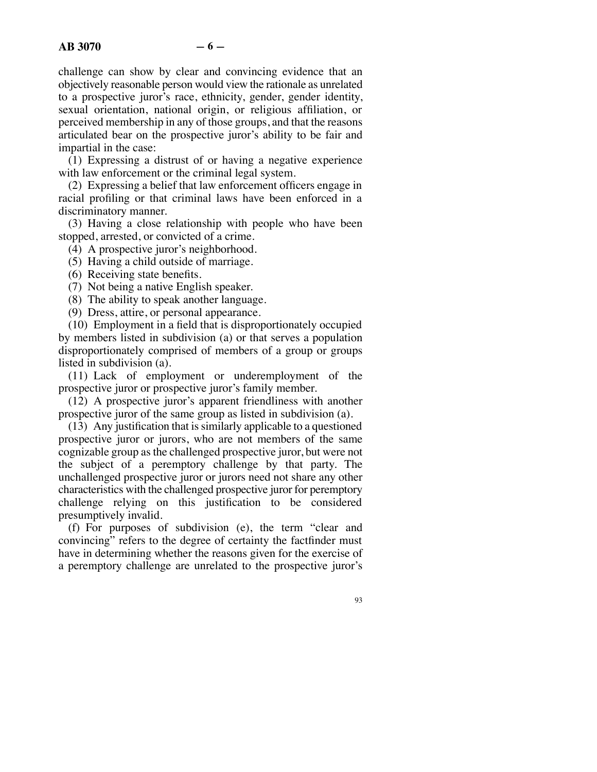challenge can show by clear and convincing evidence that an objectively reasonable person would view the rationale as unrelated to a prospective juror's race, ethnicity, gender, gender identity, sexual orientation, national origin, or religious affiliation, or perceived membership in any of those groups, and that the reasons articulated bear on the prospective juror's ability to be fair and impartial in the case:

(1) Expressing a distrust of or having a negative experience with law enforcement or the criminal legal system.

(2) Expressing a belief that law enforcement officers engage in racial profiling or that criminal laws have been enforced in a discriminatory manner.

(3) Having a close relationship with people who have been stopped, arrested, or convicted of a crime.

(4) A prospective juror's neighborhood.

(5) Having a child outside of marriage.

(6) Receiving state benefits.

(7) Not being a native English speaker.

(8) The ability to speak another language.

(9) Dress, attire, or personal appearance.

(10) Employment in a field that is disproportionately occupied by members listed in subdivision (a) or that serves a population disproportionately comprised of members of a group or groups listed in subdivision (a).

(11) Lack of employment or underemployment of the prospective juror or prospective juror's family member.

(12) A prospective juror's apparent friendliness with another prospective juror of the same group as listed in subdivision (a).

(13) Any justification that is similarly applicable to a questioned prospective juror or jurors, who are not members of the same cognizable group as the challenged prospective juror, but were not the subject of a peremptory challenge by that party. The unchallenged prospective juror or jurors need not share any other characteristics with the challenged prospective juror for peremptory challenge relying on this justification to be considered presumptively invalid.

(f) For purposes of subdivision (e), the term "clear and convincing" refers to the degree of certainty the factfinder must have in determining whether the reasons given for the exercise of a peremptory challenge are unrelated to the prospective juror's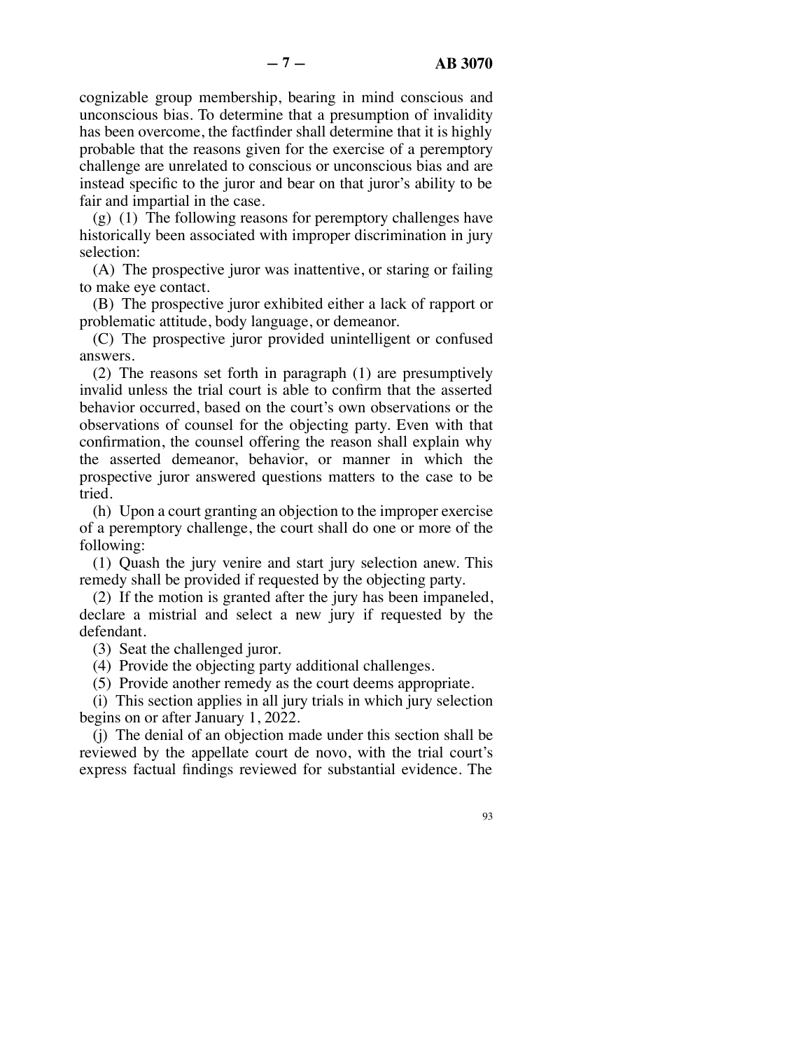cognizable group membership, bearing in mind conscious and unconscious bias. To determine that a presumption of invalidity has been overcome, the factfinder shall determine that it is highly probable that the reasons given for the exercise of a peremptory challenge are unrelated to conscious or unconscious bias and are instead specific to the juror and bear on that juror's ability to be fair and impartial in the case.

(g) (1) The following reasons for peremptory challenges have historically been associated with improper discrimination in jury selection:

(A) The prospective juror was inattentive, or staring or failing to make eye contact.

(B) The prospective juror exhibited either a lack of rapport or problematic attitude, body language, or demeanor.

(C) The prospective juror provided unintelligent or confused answers.

(2) The reasons set forth in paragraph (1) are presumptively invalid unless the trial court is able to confirm that the asserted behavior occurred, based on the court's own observations or the observations of counsel for the objecting party. Even with that confirmation, the counsel offering the reason shall explain why the asserted demeanor, behavior, or manner in which the prospective juror answered questions matters to the case to be tried.

(h) Upon a court granting an objection to the improper exercise of a peremptory challenge, the court shall do one or more of the following:

(1) Quash the jury venire and start jury selection anew. This remedy shall be provided if requested by the objecting party.

(2) If the motion is granted after the jury has been impaneled, declare a mistrial and select a new jury if requested by the defendant.

(3) Seat the challenged juror.

(4) Provide the objecting party additional challenges.

(5) Provide another remedy as the court deems appropriate.

(i) This section applies in all jury trials in which jury selection begins on or after January 1, 2022.

(j) The denial of an objection made under this section shall be reviewed by the appellate court de novo, with the trial court's express factual findings reviewed for substantial evidence. The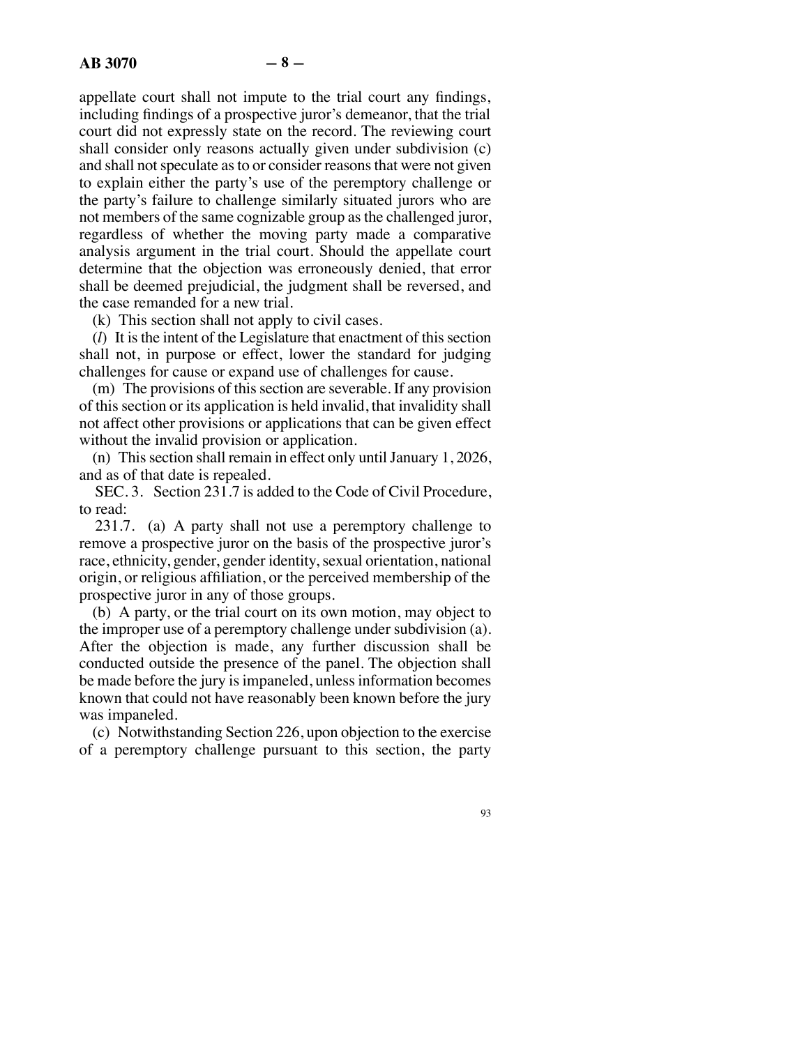appellate court shall not impute to the trial court any findings, including findings of a prospective juror's demeanor, that the trial court did not expressly state on the record. The reviewing court shall consider only reasons actually given under subdivision (c) and shall not speculate as to or consider reasons that were not given to explain either the party's use of the peremptory challenge or the party's failure to challenge similarly situated jurors who are not members of the same cognizable group as the challenged juror, regardless of whether the moving party made a comparative analysis argument in the trial court. Should the appellate court determine that the objection was erroneously denied, that error shall be deemed prejudicial, the judgment shall be reversed, and the case remanded for a new trial.

(k) This section shall not apply to civil cases.

(*l*) It is the intent of the Legislature that enactment of this section shall not, in purpose or effect, lower the standard for judging challenges for cause or expand use of challenges for cause.

(m) The provisions of this section are severable. If any provision of this section or its application is held invalid, that invalidity shall not affect other provisions or applications that can be given effect without the invalid provision or application.

(n) This section shall remain in effect only until January 1, 2026, and as of that date is repealed.

SEC. 3. Section 231.7 is added to the Code of Civil Procedure, to read:

231.7. (a) A party shall not use a peremptory challenge to remove a prospective juror on the basis of the prospective juror's race, ethnicity, gender, gender identity, sexual orientation, national origin, or religious affiliation, or the perceived membership of the prospective juror in any of those groups.

(b) A party, or the trial court on its own motion, may object to the improper use of a peremptory challenge under subdivision (a). After the objection is made, any further discussion shall be conducted outside the presence of the panel. The objection shall be made before the jury is impaneled, unless information becomes known that could not have reasonably been known before the jury was impaneled.

(c) Notwithstanding Section 226, upon objection to the exercise of a peremptory challenge pursuant to this section, the party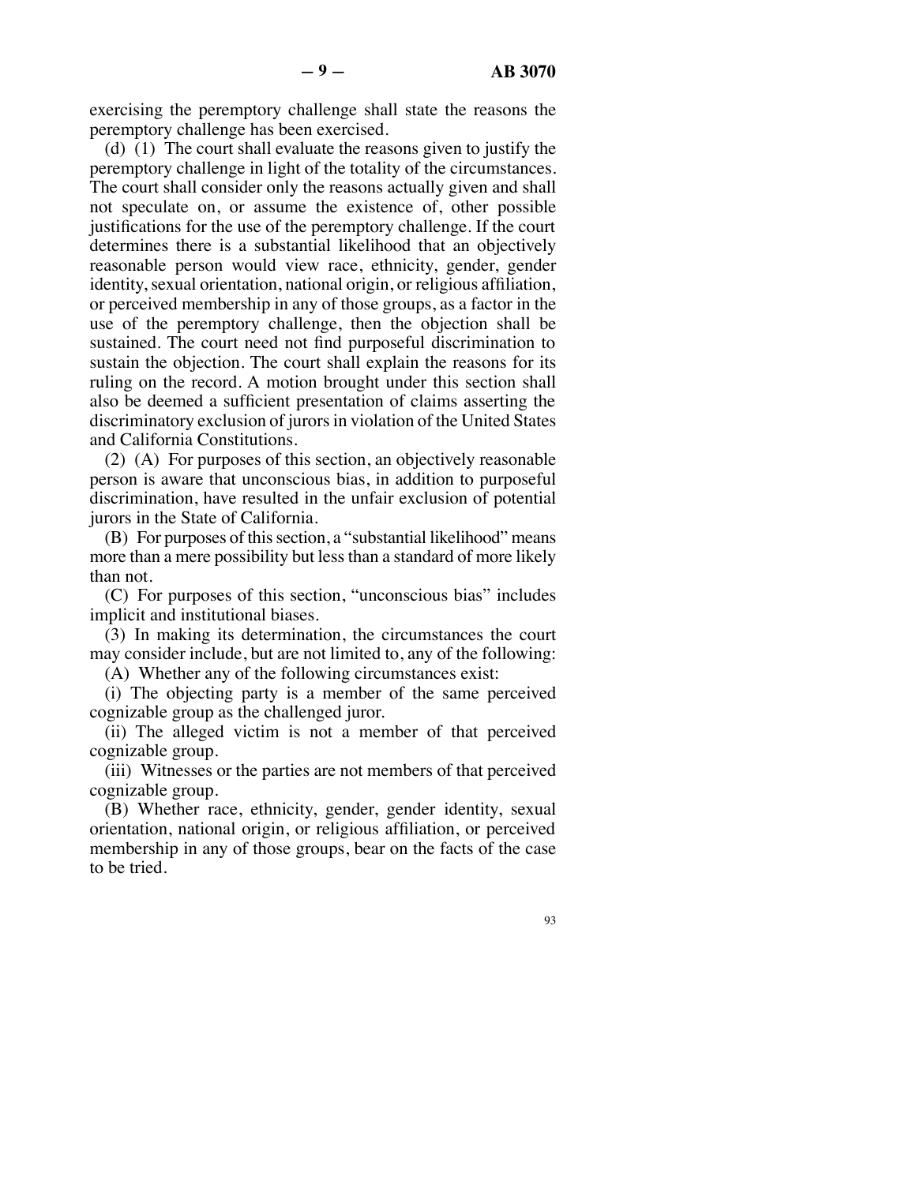exercising the peremptory challenge shall state the reasons the peremptory challenge has been exercised.

(d) (1) The court shall evaluate the reasons given to justify the peremptory challenge in light of the totality of the circumstances. The court shall consider only the reasons actually given and shall not speculate on, or assume the existence of, other possible justifications for the use of the peremptory challenge. If the court determines there is a substantial likelihood that an objectively reasonable person would view race, ethnicity, gender, gender identity, sexual orientation, national origin, or religious affiliation, or perceived membership in any of those groups, as a factor in the use of the peremptory challenge, then the objection shall be sustained. The court need not find purposeful discrimination to sustain the objection. The court shall explain the reasons for its ruling on the record. A motion brought under this section shall also be deemed a sufficient presentation of claims asserting the discriminatory exclusion of jurors in violation of the United States and California Constitutions.

(2) (A) For purposes of this section, an objectively reasonable person is aware that unconscious bias, in addition to purposeful discrimination, have resulted in the unfair exclusion of potential jurors in the State of California.

(B) For purposes of this section, a "substantial likelihood" means more than a mere possibility but less than a standard of more likely than not.

(C) For purposes of this section, "unconscious bias" includes implicit and institutional biases.

(3) In making its determination, the circumstances the court may consider include, but are not limited to, any of the following:

(A) Whether any of the following circumstances exist:

(i) The objecting party is a member of the same perceived cognizable group as the challenged juror.

(ii) The alleged victim is not a member of that perceived cognizable group.

(iii) Witnesses or the parties are not members of that perceived cognizable group.

(B) Whether race, ethnicity, gender, gender identity, sexual orientation, national origin, or religious affiliation, or perceived membership in any of those groups, bear on the facts of the case to be tried.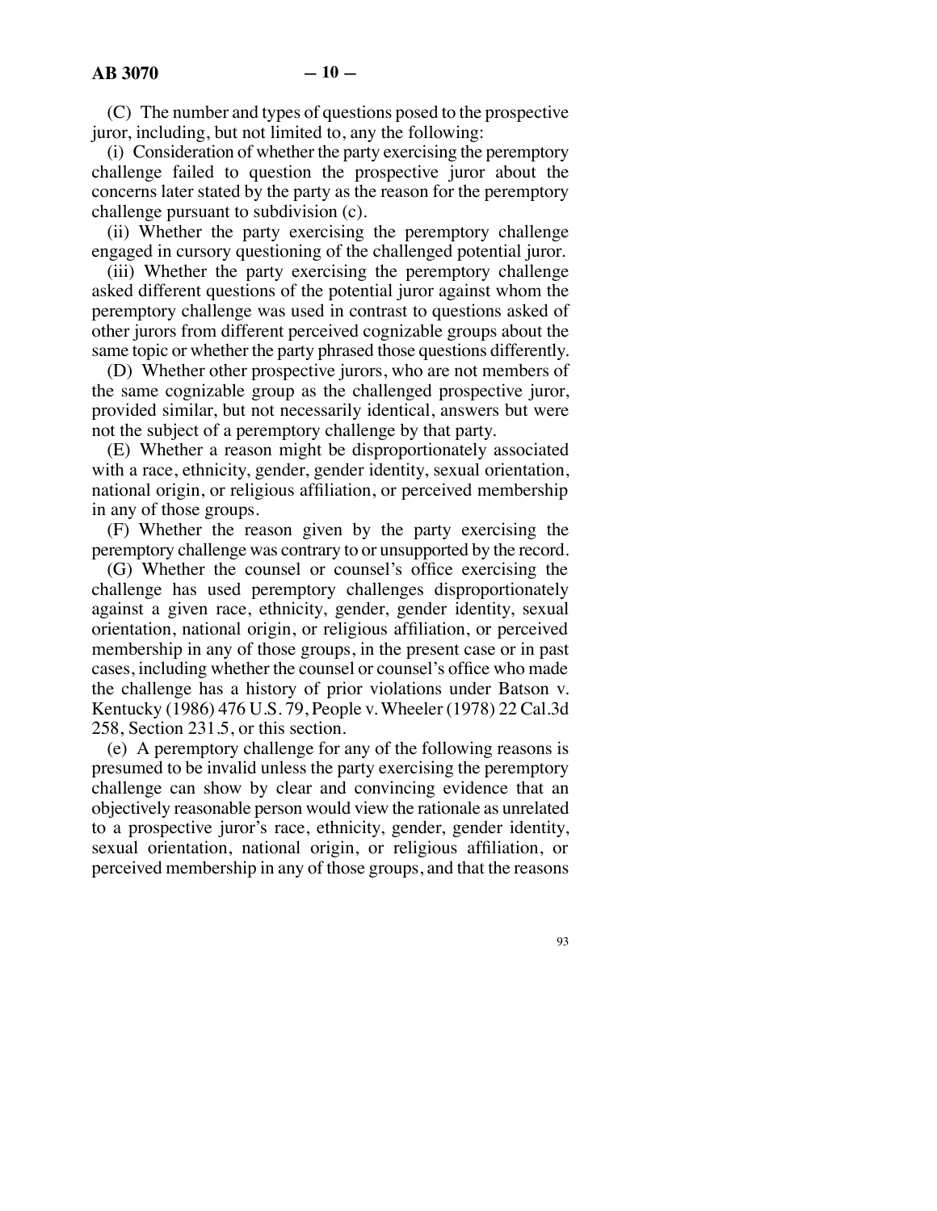(C) The number and types of questions posed to the prospective juror, including, but not limited to, any the following:

(i) Consideration of whether the party exercising the peremptory challenge failed to question the prospective juror about the concerns later stated by the party as the reason for the peremptory challenge pursuant to subdivision (c).

(ii) Whether the party exercising the peremptory challenge engaged in cursory questioning of the challenged potential juror.

(iii) Whether the party exercising the peremptory challenge asked different questions of the potential juror against whom the peremptory challenge was used in contrast to questions asked of other jurors from different perceived cognizable groups about the same topic or whether the party phrased those questions differently.

(D) Whether other prospective jurors, who are not members of the same cognizable group as the challenged prospective juror, provided similar, but not necessarily identical, answers but were not the subject of a peremptory challenge by that party.

(E) Whether a reason might be disproportionately associated with a race, ethnicity, gender, gender identity, sexual orientation, national origin, or religious affiliation, or perceived membership in any of those groups.

(F) Whether the reason given by the party exercising the peremptory challenge was contrary to or unsupported by the record.

(G) Whether the counsel or counsel's office exercising the challenge has used peremptory challenges disproportionately against a given race, ethnicity, gender, gender identity, sexual orientation, national origin, or religious affiliation, or perceived membership in any of those groups, in the present case or in past cases, including whether the counsel or counsel's office who made the challenge has a history of prior violations under Batson v. Kentucky (1986) 476 U.S. 79, People v. Wheeler (1978) 22 Cal.3d 258, Section 231.5, or this section.

(e) A peremptory challenge for any of the following reasons is presumed to be invalid unless the party exercising the peremptory challenge can show by clear and convincing evidence that an objectively reasonable person would view the rationale as unrelated to a prospective juror's race, ethnicity, gender, gender identity, sexual orientation, national origin, or religious affiliation, or perceived membership in any of those groups, and that the reasons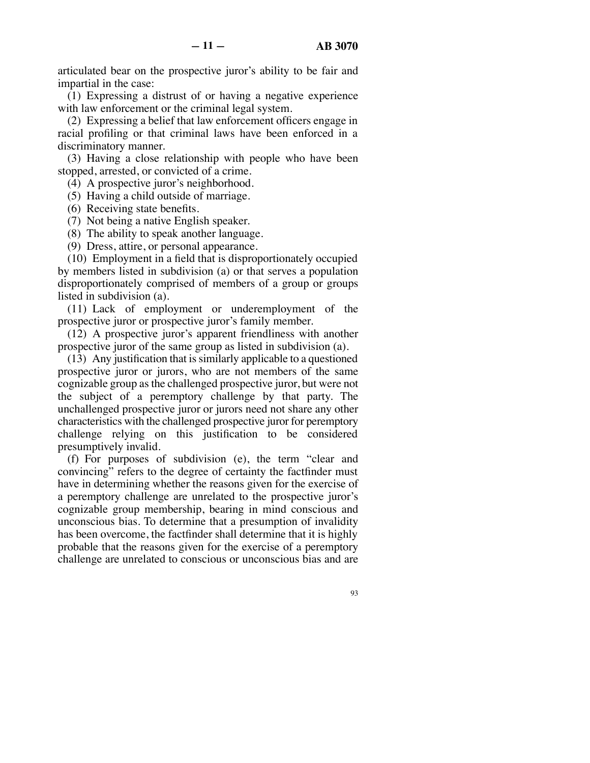articulated bear on the prospective juror's ability to be fair and impartial in the case:

(1) Expressing a distrust of or having a negative experience with law enforcement or the criminal legal system.

(2) Expressing a belief that law enforcement officers engage in racial profiling or that criminal laws have been enforced in a discriminatory manner.

(3) Having a close relationship with people who have been stopped, arrested, or convicted of a crime.

(4) A prospective juror's neighborhood.

(5) Having a child outside of marriage.

(6) Receiving state benefits.

(7) Not being a native English speaker.

(8) The ability to speak another language.

(9) Dress, attire, or personal appearance.

(10) Employment in a field that is disproportionately occupied by members listed in subdivision (a) or that serves a population disproportionately comprised of members of a group or groups listed in subdivision (a).

(11) Lack of employment or underemployment of the prospective juror or prospective juror's family member.

(12) A prospective juror's apparent friendliness with another prospective juror of the same group as listed in subdivision (a).

(13) Any justification that is similarly applicable to a questioned prospective juror or jurors, who are not members of the same cognizable group as the challenged prospective juror, but were not the subject of a peremptory challenge by that party. The unchallenged prospective juror or jurors need not share any other characteristics with the challenged prospective juror for peremptory challenge relying on this justification to be considered presumptively invalid.

(f) For purposes of subdivision (e), the term "clear and convincing" refers to the degree of certainty the factfinder must have in determining whether the reasons given for the exercise of a peremptory challenge are unrelated to the prospective juror's cognizable group membership, bearing in mind conscious and unconscious bias. To determine that a presumption of invalidity has been overcome, the factfinder shall determine that it is highly probable that the reasons given for the exercise of a peremptory challenge are unrelated to conscious or unconscious bias and are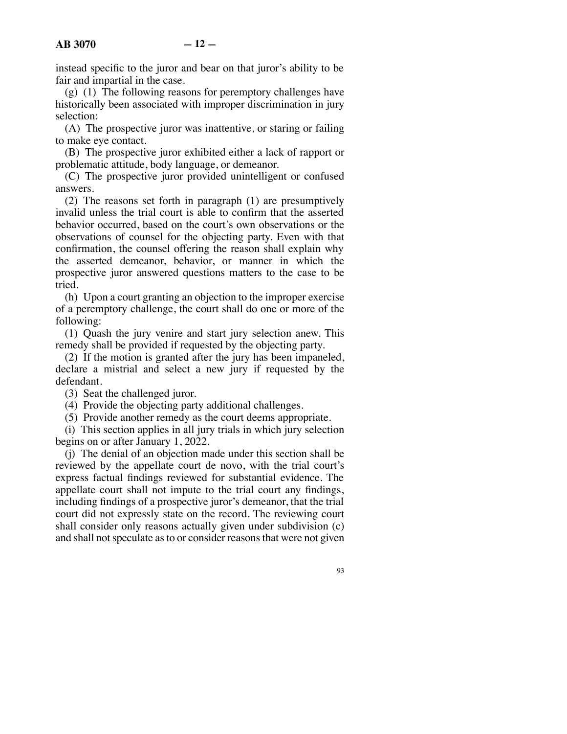instead specific to the juror and bear on that juror's ability to be fair and impartial in the case.

(g) (1) The following reasons for peremptory challenges have historically been associated with improper discrimination in jury selection:

(A) The prospective juror was inattentive, or staring or failing to make eye contact.

(B) The prospective juror exhibited either a lack of rapport or problematic attitude, body language, or demeanor.

(C) The prospective juror provided unintelligent or confused answers.

(2) The reasons set forth in paragraph (1) are presumptively invalid unless the trial court is able to confirm that the asserted behavior occurred, based on the court's own observations or the observations of counsel for the objecting party. Even with that confirmation, the counsel offering the reason shall explain why the asserted demeanor, behavior, or manner in which the prospective juror answered questions matters to the case to be tried.

(h) Upon a court granting an objection to the improper exercise of a peremptory challenge, the court shall do one or more of the following:

(1) Quash the jury venire and start jury selection anew. This remedy shall be provided if requested by the objecting party.

(2) If the motion is granted after the jury has been impaneled, declare a mistrial and select a new jury if requested by the defendant.

(3) Seat the challenged juror.

(4) Provide the objecting party additional challenges.

(5) Provide another remedy as the court deems appropriate.

(i) This section applies in all jury trials in which jury selection begins on or after January 1, 2022.

(j) The denial of an objection made under this section shall be reviewed by the appellate court de novo, with the trial court's express factual findings reviewed for substantial evidence. The appellate court shall not impute to the trial court any findings, including findings of a prospective juror's demeanor, that the trial court did not expressly state on the record. The reviewing court shall consider only reasons actually given under subdivision (c) and shall not speculate as to or consider reasons that were not given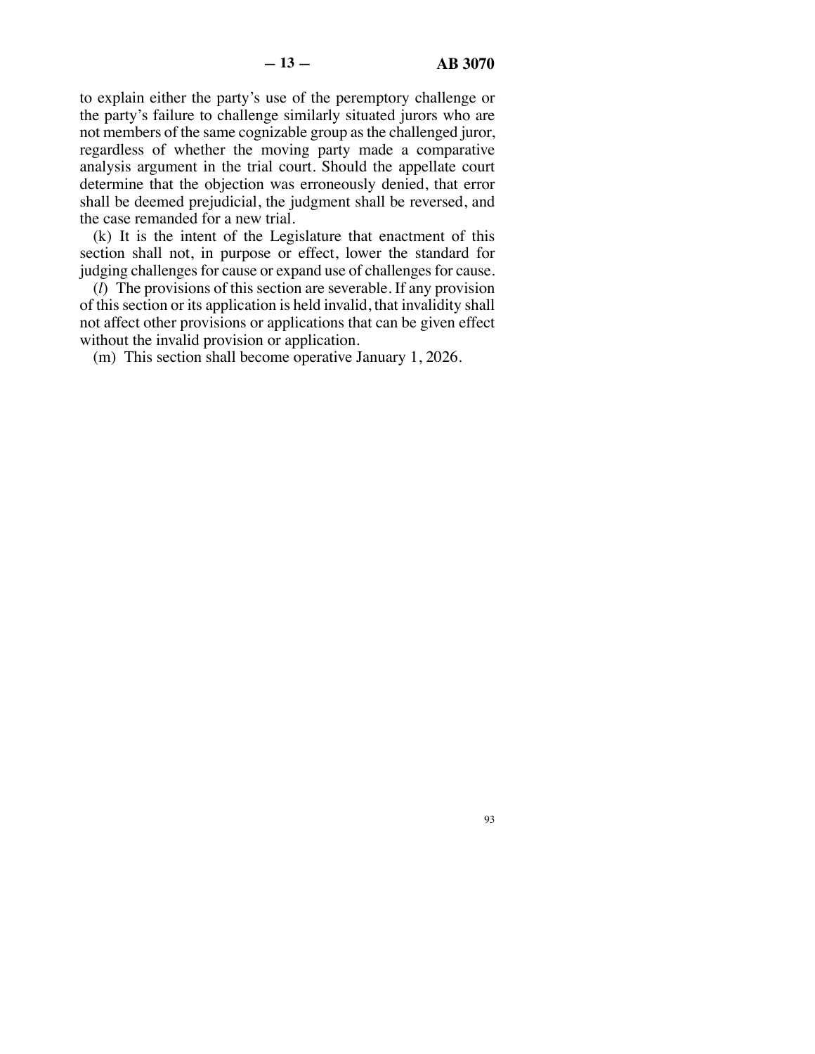to explain either the party's use of the peremptory challenge or the party's failure to challenge similarly situated jurors who are not members of the same cognizable group as the challenged juror, regardless of whether the moving party made a comparative analysis argument in the trial court. Should the appellate court determine that the objection was erroneously denied, that error shall be deemed prejudicial, the judgment shall be reversed, and the case remanded for a new trial.

(k) It is the intent of the Legislature that enactment of this section shall not, in purpose or effect, lower the standard for judging challenges for cause or expand use of challenges for cause.

(*l*) The provisions of this section are severable. If any provision of this section or its application is held invalid, that invalidity shall not affect other provisions or applications that can be given effect without the invalid provision or application.

(m) This section shall become operative January 1, 2026.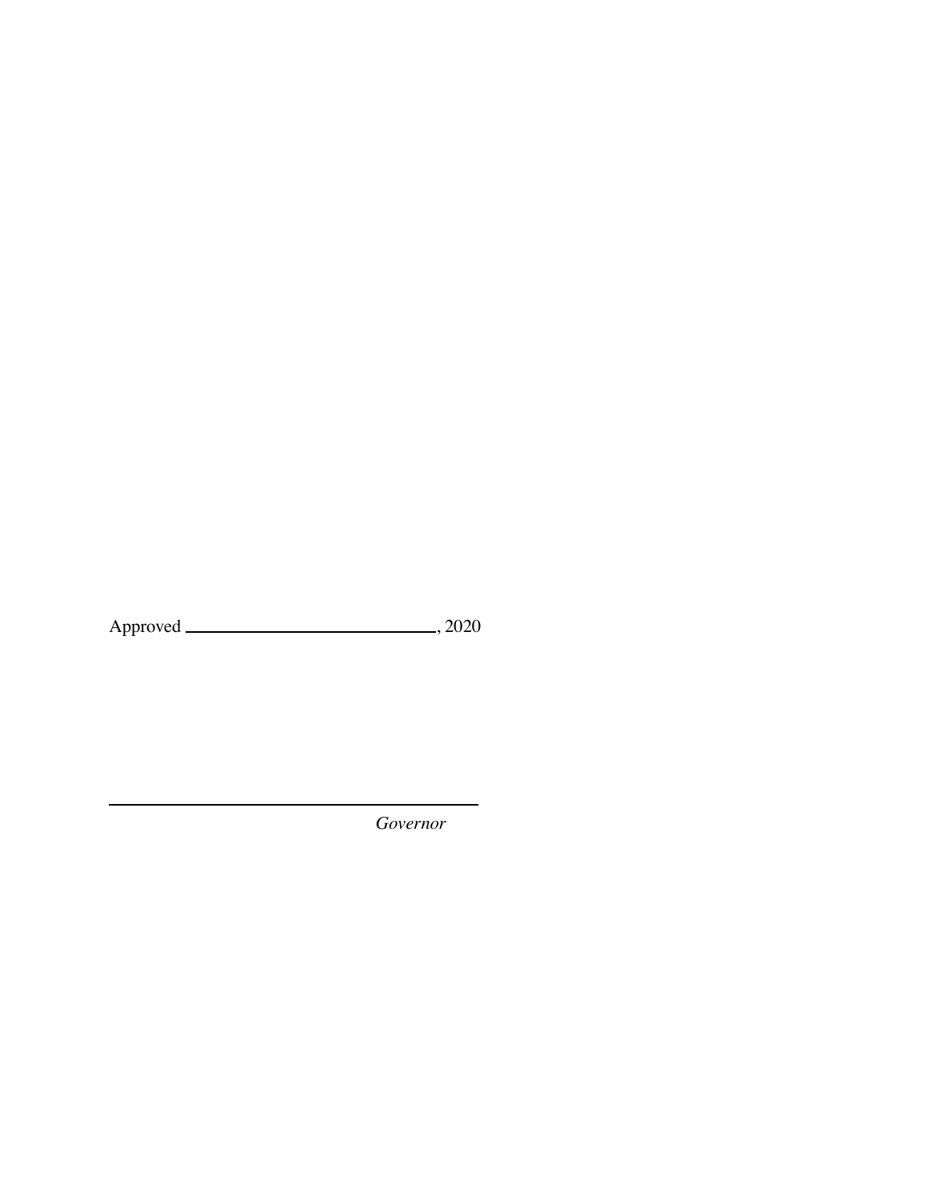Approved ____________________________, 2020

____________________________________________

*Governor*